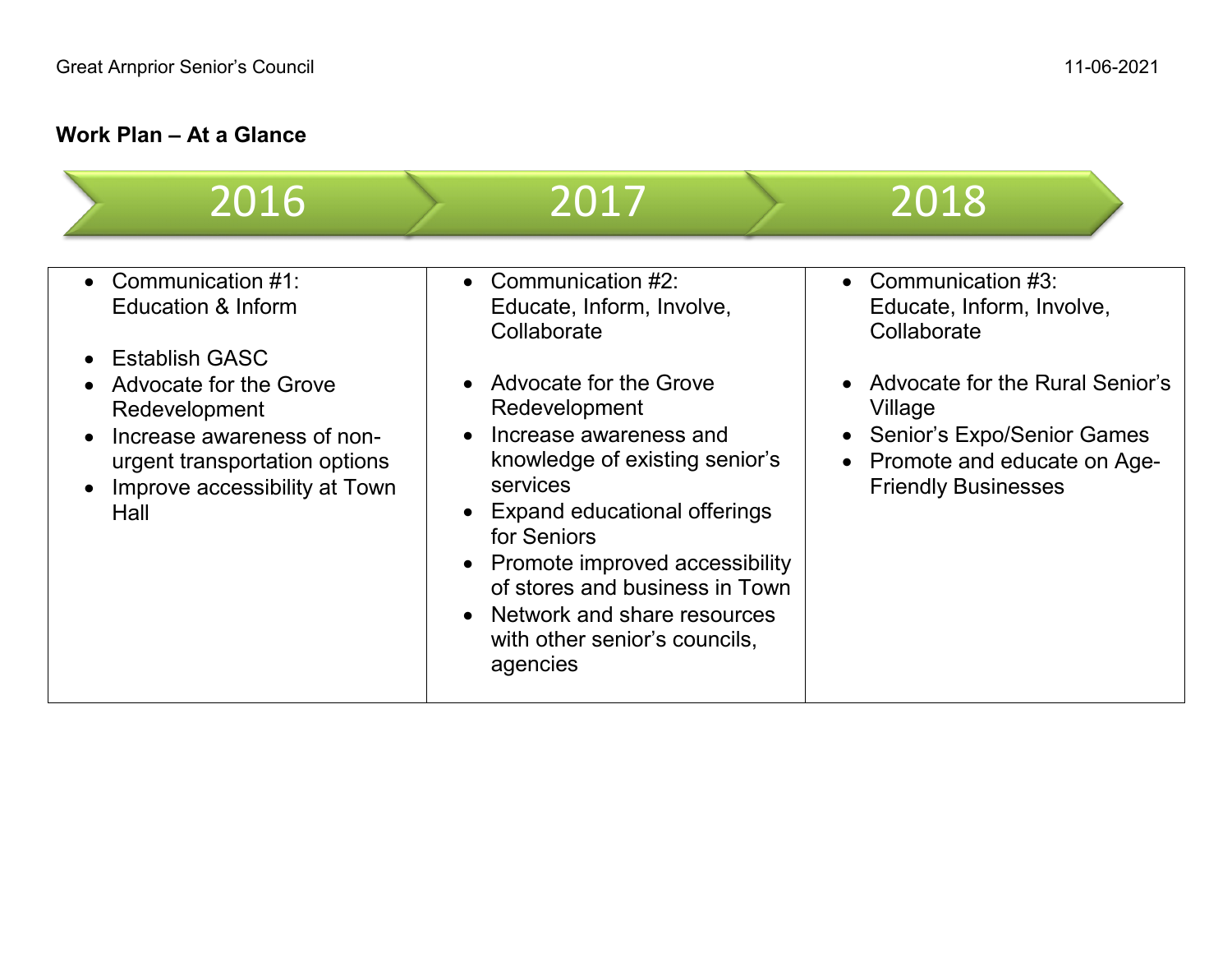Great Arnprior Senior's Council 11-06-2021

**Work Plan – At a Glance**

| 2016 | 2017 | 2018 |
| --- | --- | --- |
| • Communication #1: Education & Inform<br><br>• Establish GASC<br>• Advocate for the Grove Redevelopment<br>• Increase awareness of non-urgent transportation options<br>• Improve accessibility at Town Hall | • Communication #2: Educate, Inform, Involve, Collaborate<br><br>• Advocate for the Grove Redevelopment<br>• Increase awareness and knowledge of existing senior's services<br>• Expand educational offerings for Seniors<br>• Promote improved accessibility of stores and business in Town<br>• Network and share resources with other senior's councils, agencies | • Communication #3: Educate, Inform, Involve, Collaborate<br><br>• Advocate for the Rural Senior's Village<br>• Senior's Expo/Senior Games<br>• Promote and educate on Age-Friendly Businesses |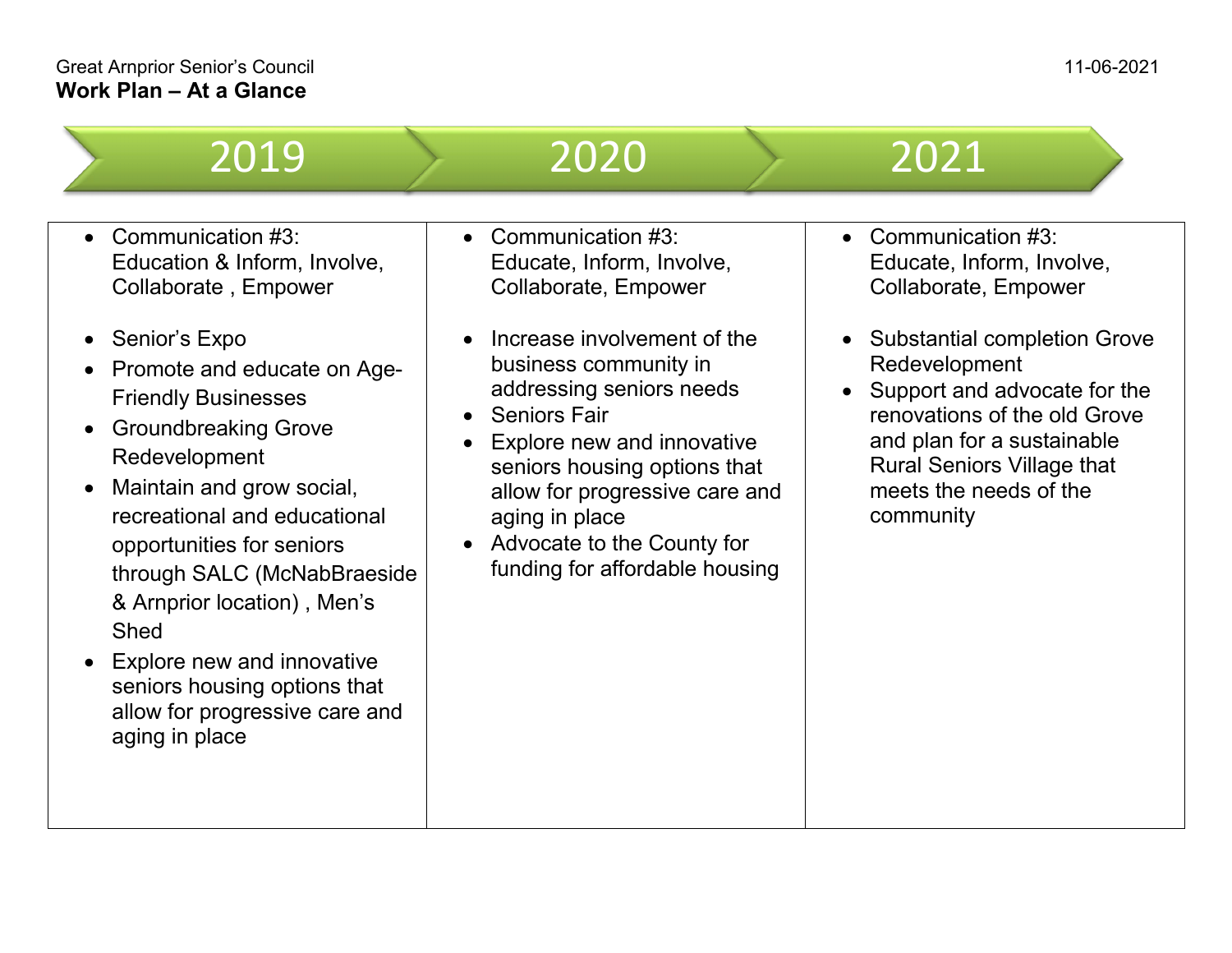Great Arnprior Senior's Council

**Work Plan – At a Glance**

11-06-2021

| 2019 | 2020 | 2021 |
|---|---|---|
| • Communication #3: Education & Inform, Involve, Collaborate , Empower<br><br>• Senior's Expo<br>• Promote and educate on Age-Friendly Businesses<br>• Groundbreaking Grove Redevelopment<br>• Maintain and grow social, recreational and educational opportunities for seniors through SALC (McNabBraeside & Arnprior location) , Men's Shed<br>• Explore new and innovative seniors housing options that allow for progressive care and aging in place | • Communication #3: Educate, Inform, Involve, Collaborate, Empower<br><br>• Increase involvement of the business community in addressing seniors needs<br>• Seniors Fair<br>• Explore new and innovative seniors housing options that allow for progressive care and aging in place<br>• Advocate to the County for funding for affordable housing | • Communication #3: Educate, Inform, Involve, Collaborate, Empower<br><br>• Substantial completion Grove Redevelopment<br>• Support and advocate for the renovations of the old Grove and plan for a sustainable Rural Seniors Village that meets the needs of the community |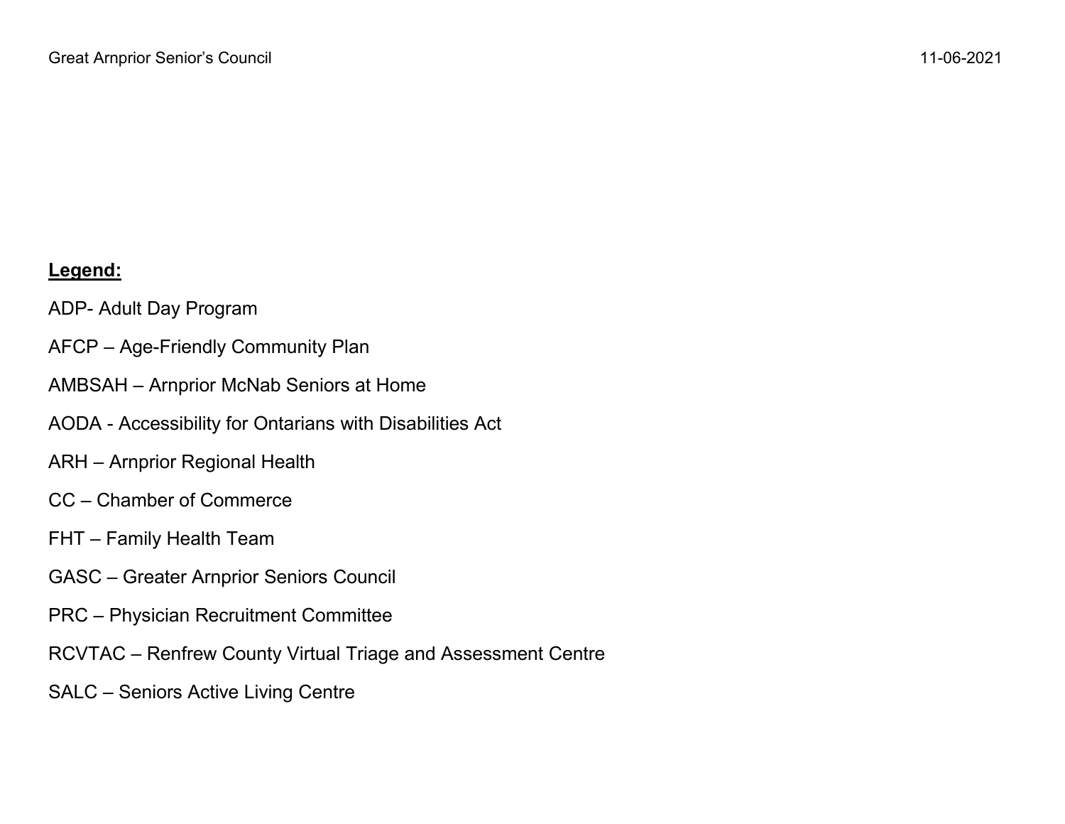**Legend:**

ADP- Adult Day Program

AFCP – Age-Friendly Community Plan

AMBSAH – Arnprior McNab Seniors at Home

AODA - Accessibility for Ontarians with Disabilities Act

ARH – Arnprior Regional Health

CC – Chamber of Commerce

FHT – Family Health Team

GASC – Greater Arnprior Seniors Council

PRC – Physician Recruitment Committee

RCVTAC – Renfrew County Virtual Triage and Assessment Centre

SALC – Seniors Active Living Centre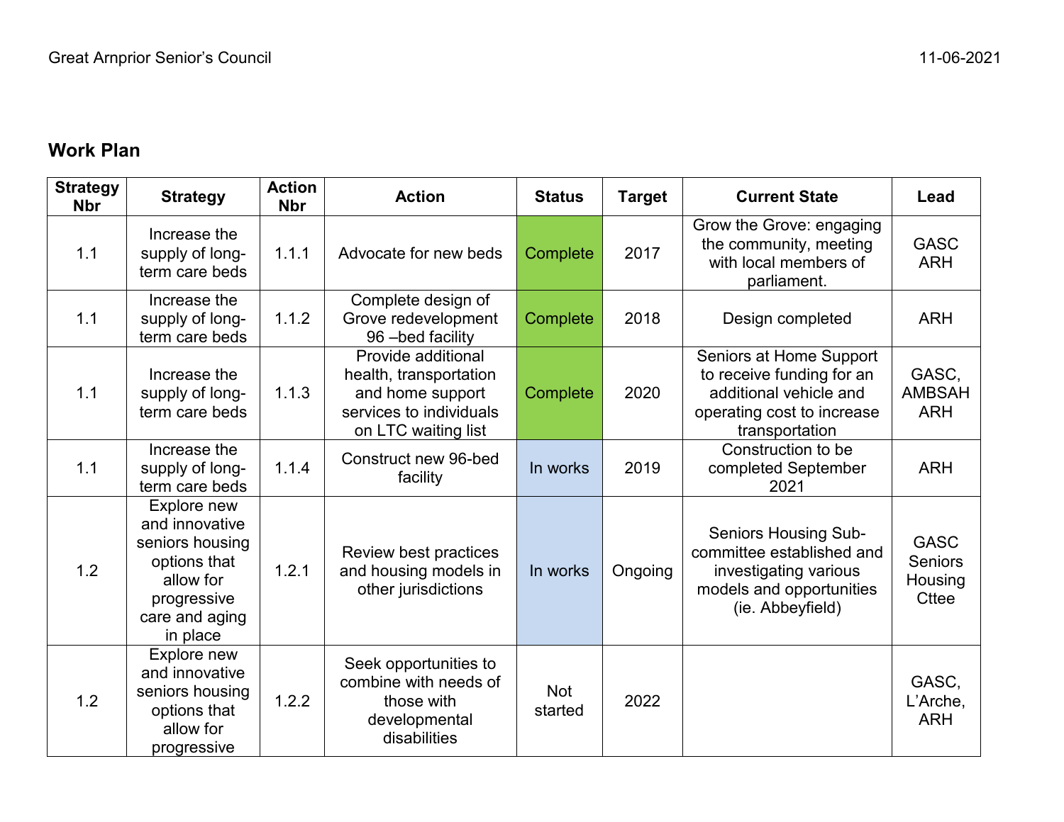## Work Plan

| Strategy Nbr | Strategy | Action Nbr | Action | Status | Target | Current State | Lead |
|---|---|---|---|---|---|---|---|
| 1.1 | Increase the supply of long-term care beds | 1.1.1 | Advocate for new beds | Complete | 2017 | Grow the Grove: engaging the community, meeting with local members of parliament. | GASC ARH |
| 1.1 | Increase the supply of long-term care beds | 1.1.2 | Complete design of Grove redevelopment 96 –bed facility | Complete | 2018 | Design completed | ARH |
| 1.1 | Increase the supply of long-term care beds | 1.1.3 | Provide additional health, transportation and home support services to individuals on LTC waiting list | Complete | 2020 | Seniors at Home Support to receive funding for an additional vehicle and operating cost to increase transportation | GASC, AMBSAH ARH |
| 1.1 | Increase the supply of long-term care beds | 1.1.4 | Construct new 96-bed facility | In works | 2019 | Construction to be completed September 2021 | ARH |
| 1.2 | Explore new and innovative seniors housing options that allow for progressive care and aging in place | 1.2.1 | Review best practices and housing models in other jurisdictions | In works | Ongoing | Seniors Housing Sub-committee established and investigating various models and opportunities (ie. Abbeyfield) | GASC Seniors Housing Cttee |
| 1.2 | Explore new and innovative seniors housing options that allow for progressive | 1.2.2 | Seek opportunities to combine with needs of those with developmental disabilities | Not started | 2022 | | GASC, L'Arche, ARH |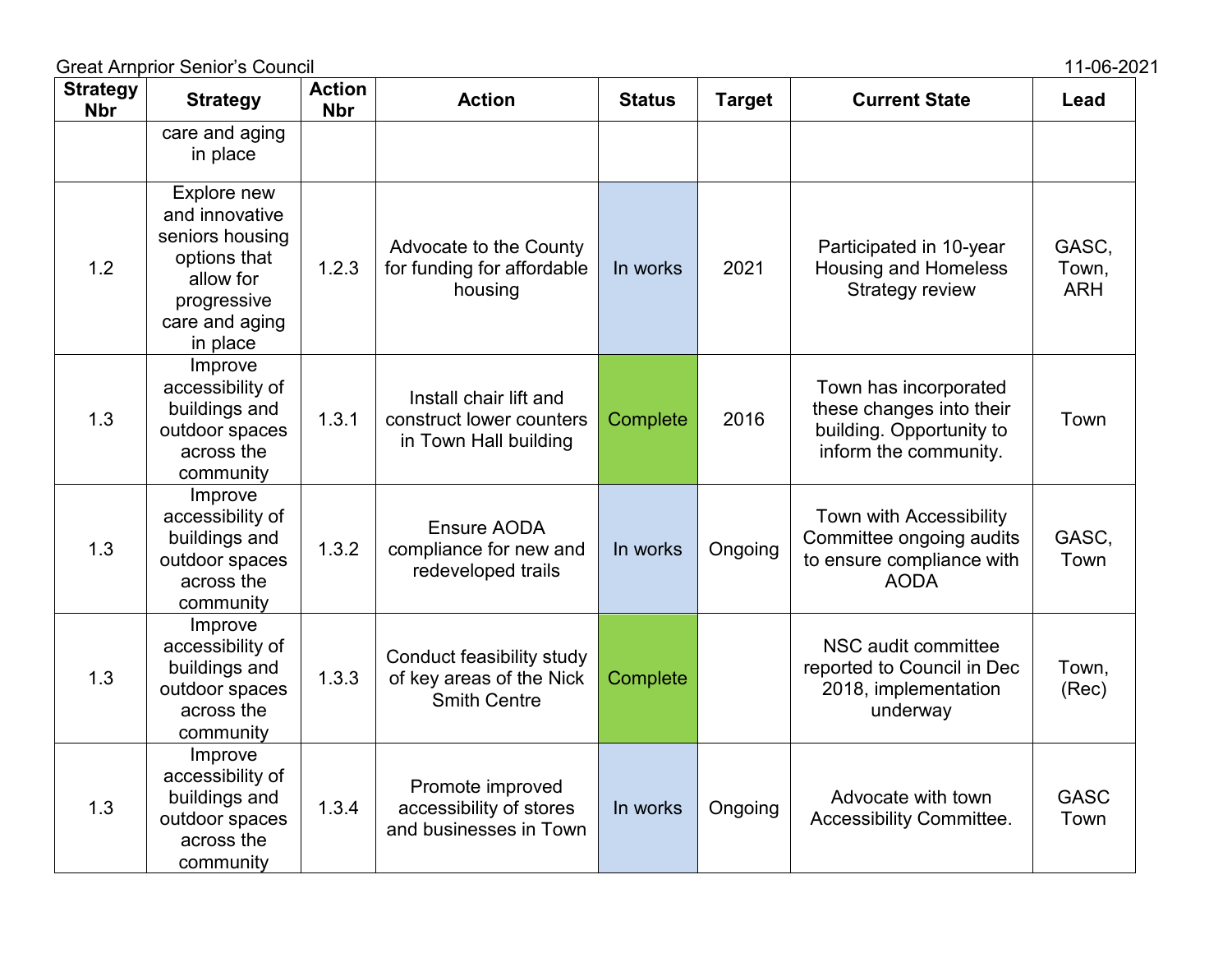Great Arnprior Senior's Council 11-06-2021

| Strategy Nbr | Strategy | Action Nbr | Action | Status | Target | Current State | Lead |
|---|---|---|---|---|---|---|---|
| | care and aging in place | | | | | | |
| 1.2 | Explore new and innovative seniors housing options that allow for progressive care and aging in place | 1.2.3 | Advocate to the County for funding for affordable housing | In works | 2021 | Participated in 10-year Housing and Homeless Strategy review | GASC, Town, ARH |
| 1.3 | Improve accessibility of buildings and outdoor spaces across the community | 1.3.1 | Install chair lift and construct lower counters in Town Hall building | Complete | 2016 | Town has incorporated these changes into their building. Opportunity to inform the community. | Town |
| 1.3 | Improve accessibility of buildings and outdoor spaces across the community | 1.3.2 | Ensure AODA compliance for new and redeveloped trails | In works | Ongoing | Town with Accessibility Committee ongoing audits to ensure compliance with AODA | GASC, Town |
| 1.3 | Improve accessibility of buildings and outdoor spaces across the community | 1.3.3 | Conduct feasibility study of key areas of the Nick Smith Centre | Complete | | NSC audit committee reported to Council in Dec 2018, implementation underway | Town, (Rec) |
| 1.3 | Improve accessibility of buildings and outdoor spaces across the community | 1.3.4 | Promote improved accessibility of stores and businesses in Town | In works | Ongoing | Advocate with town Accessibility Committee. | GASC Town |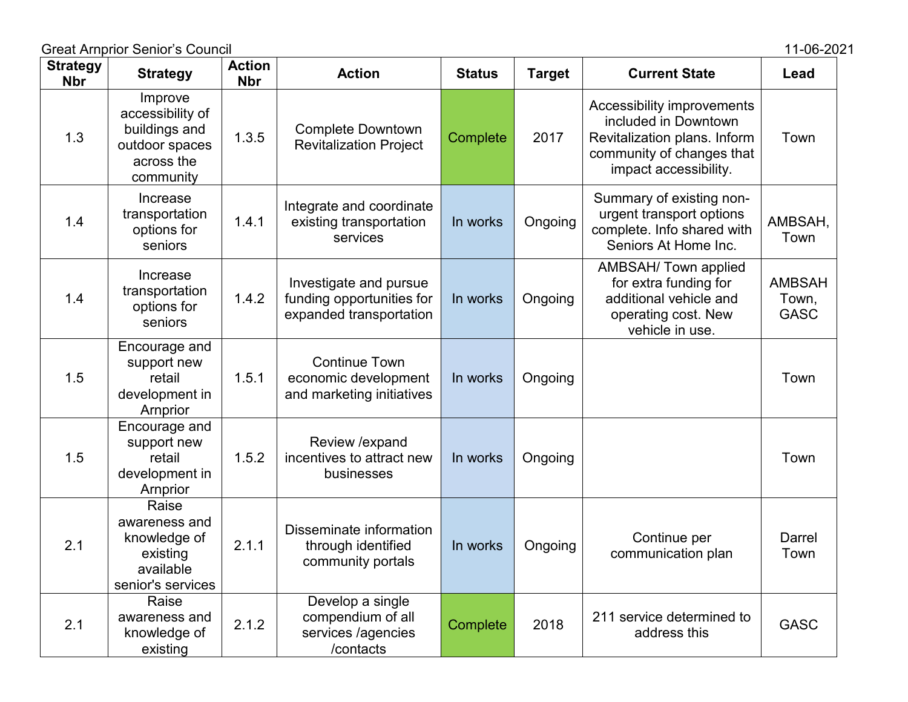Great Arnprior Senior's Council 11-06-2021

| Strategy Nbr | Strategy | Action Nbr | Action | Status | Target | Current State | Lead |
|---|---|---|---|---|---|---|---|
| 1.3 | Improve accessibility of buildings and outdoor spaces across the community | 1.3.5 | Complete Downtown Revitalization Project | Complete | 2017 | Accessibility improvements included in Downtown Revitalization plans. Inform community of changes that impact accessibility. | Town |
| 1.4 | Increase transportation options for seniors | 1.4.1 | Integrate and coordinate existing transportation services | In works | Ongoing | Summary of existing non-urgent transport options complete. Info shared with Seniors At Home Inc. | AMBSAH, Town |
| 1.4 | Increase transportation options for seniors | 1.4.2 | Investigate and pursue funding opportunities for expanded transportation | In works | Ongoing | AMBSAH/ Town applied for extra funding for additional vehicle and operating cost. New vehicle in use. | AMBSAH Town, GASC |
| 1.5 | Encourage and support new retail development in Arnprior | 1.5.1 | Continue Town economic development and marketing initiatives | In works | Ongoing | | Town |
| 1.5 | Encourage and support new retail development in Arnprior | 1.5.2 | Review /expand incentives to attract new businesses | In works | Ongoing | | Town |
| 2.1 | Raise awareness and knowledge of existing available senior's services | 2.1.1 | Disseminate information through identified community portals | In works | Ongoing | Continue per communication plan | Darrel Town |
| 2.1 | Raise awareness and knowledge of existing | 2.1.2 | Develop a single compendium of all services /agencies /contacts | Complete | 2018 | 211 service determined to address this | GASC |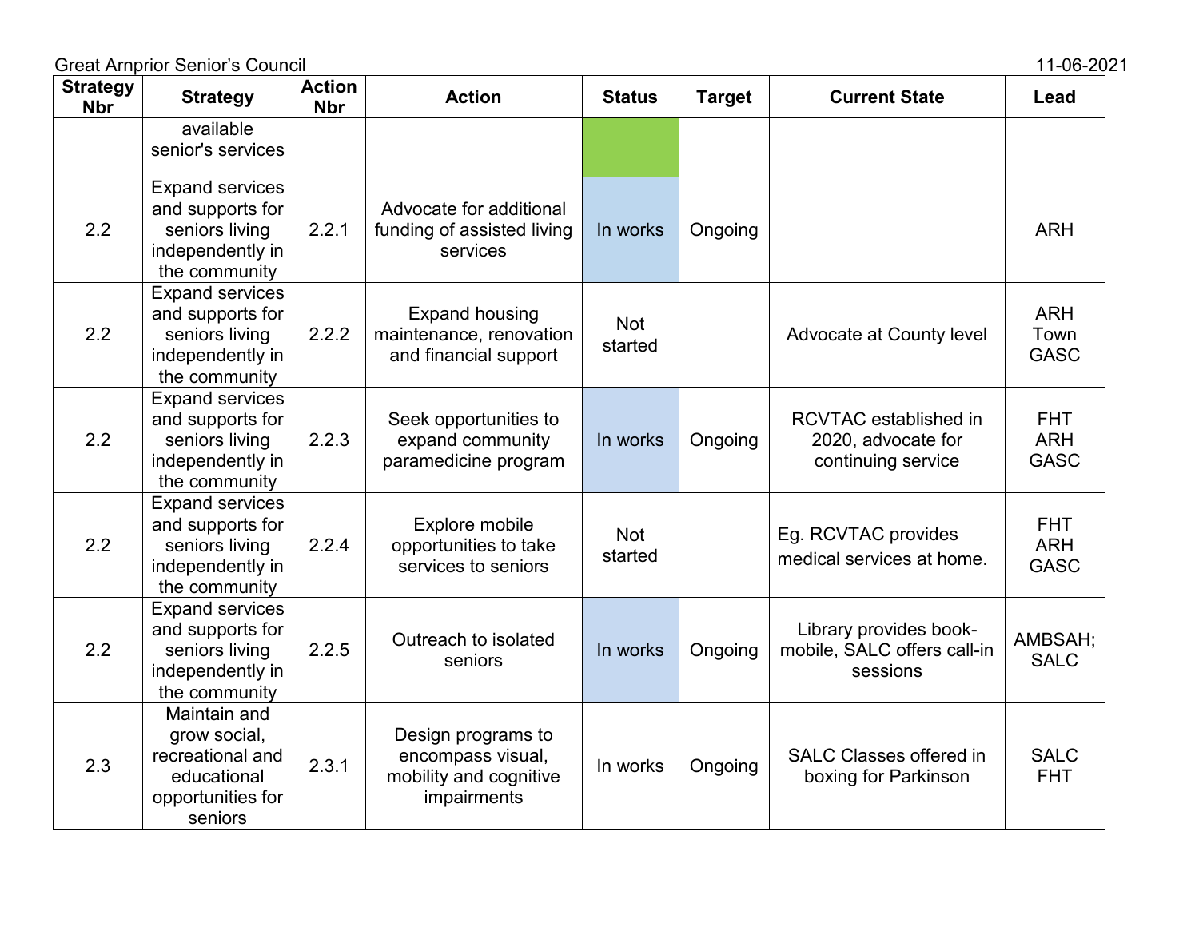| Strategy Nbr | Strategy | Action Nbr | Action | Status | Target | Current State | Lead |
|---|---|---|---|---|---|---|---|
| | available senior's services | | | | | | |
| 2.2 | Expand services and supports for seniors living independently in the community | 2.2.1 | Advocate for additional funding of assisted living services | In works | Ongoing | | ARH |
| 2.2 | Expand services and supports for seniors living independently in the community | 2.2.2 | Expand housing maintenance, renovation and financial support | Not started | | Advocate at County level | ARH Town GASC |
| 2.2 | Expand services and supports for seniors living independently in the community | 2.2.3 | Seek opportunities to expand community paramedicine program | In works | Ongoing | RCVTAC established in 2020, advocate for continuing service | FHT ARH GASC |
| 2.2 | Expand services and supports for seniors living independently in the community | 2.2.4 | Explore mobile opportunities to take services to seniors | Not started | | Eg. RCVTAC provides medical services at home. | FHT ARH GASC |
| 2.2 | Expand services and supports for seniors living independently in the community | 2.2.5 | Outreach to isolated seniors | In works | Ongoing | Library provides book-mobile, SALC offers call-in sessions | AMBSAH; SALC |
| 2.3 | Maintain and grow social, recreational and educational opportunities for seniors | 2.3.1 | Design programs to encompass visual, mobility and cognitive impairments | In works | Ongoing | SALC Classes offered in boxing for Parkinson | SALC FHT |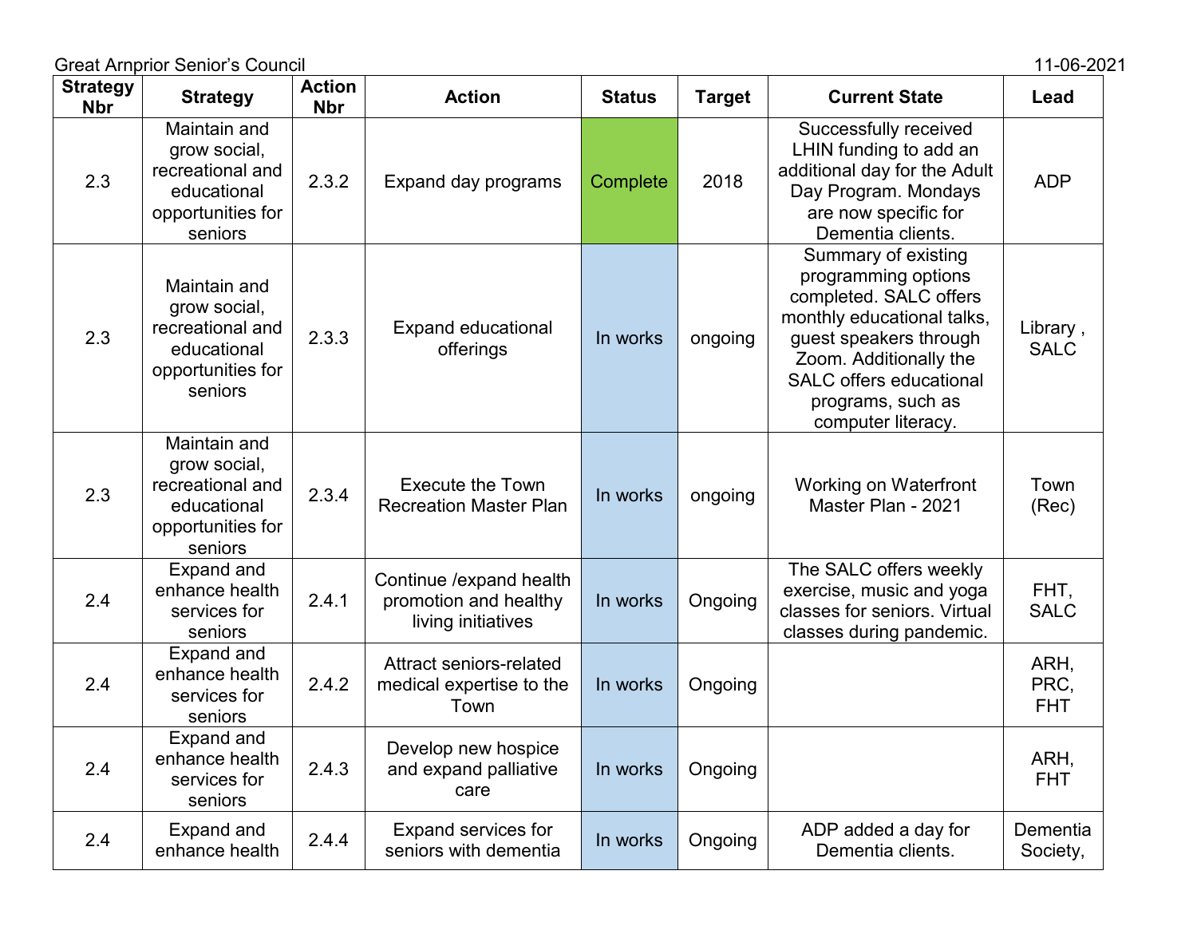Great Arnprior Senior's Council 11-06-2021

| Strategy Nbr | Strategy | Action Nbr | Action | Status | Target | Current State | Lead |
|---|---|---|---|---|---|---|---|
| 2.3 | Maintain and grow social, recreational and educational opportunities for seniors | 2.3.2 | Expand day programs | Complete | 2018 | Successfully received LHIN funding to add an additional day for the Adult Day Program. Mondays are now specific for Dementia clients. | ADP |
| 2.3 | Maintain and grow social, recreational and educational opportunities for seniors | 2.3.3 | Expand educational offerings | In works | ongoing | Summary of existing programming options completed. SALC offers monthly educational talks, guest speakers through Zoom. Additionally the SALC offers educational programs, such as computer literacy. | Library , SALC |
| 2.3 | Maintain and grow social, recreational and educational opportunities for seniors | 2.3.4 | Execute the Town Recreation Master Plan | In works | ongoing | Working on Waterfront Master Plan - 2021 | Town (Rec) |
| 2.4 | Expand and enhance health services for seniors | 2.4.1 | Continue /expand health promotion and healthy living initiatives | In works | Ongoing | The SALC offers weekly exercise, music and yoga classes for seniors. Virtual classes during pandemic. | FHT, SALC |
| 2.4 | Expand and enhance health services for seniors | 2.4.2 | Attract seniors-related medical expertise to the Town | In works | Ongoing | | ARH, PRC, FHT |
| 2.4 | Expand and enhance health services for seniors | 2.4.3 | Develop new hospice and expand palliative care | In works | Ongoing | | ARH, FHT |
| 2.4 | Expand and enhance health | 2.4.4 | Expand services for seniors with dementia | In works | Ongoing | ADP added a day for Dementia clients. | Dementia Society, |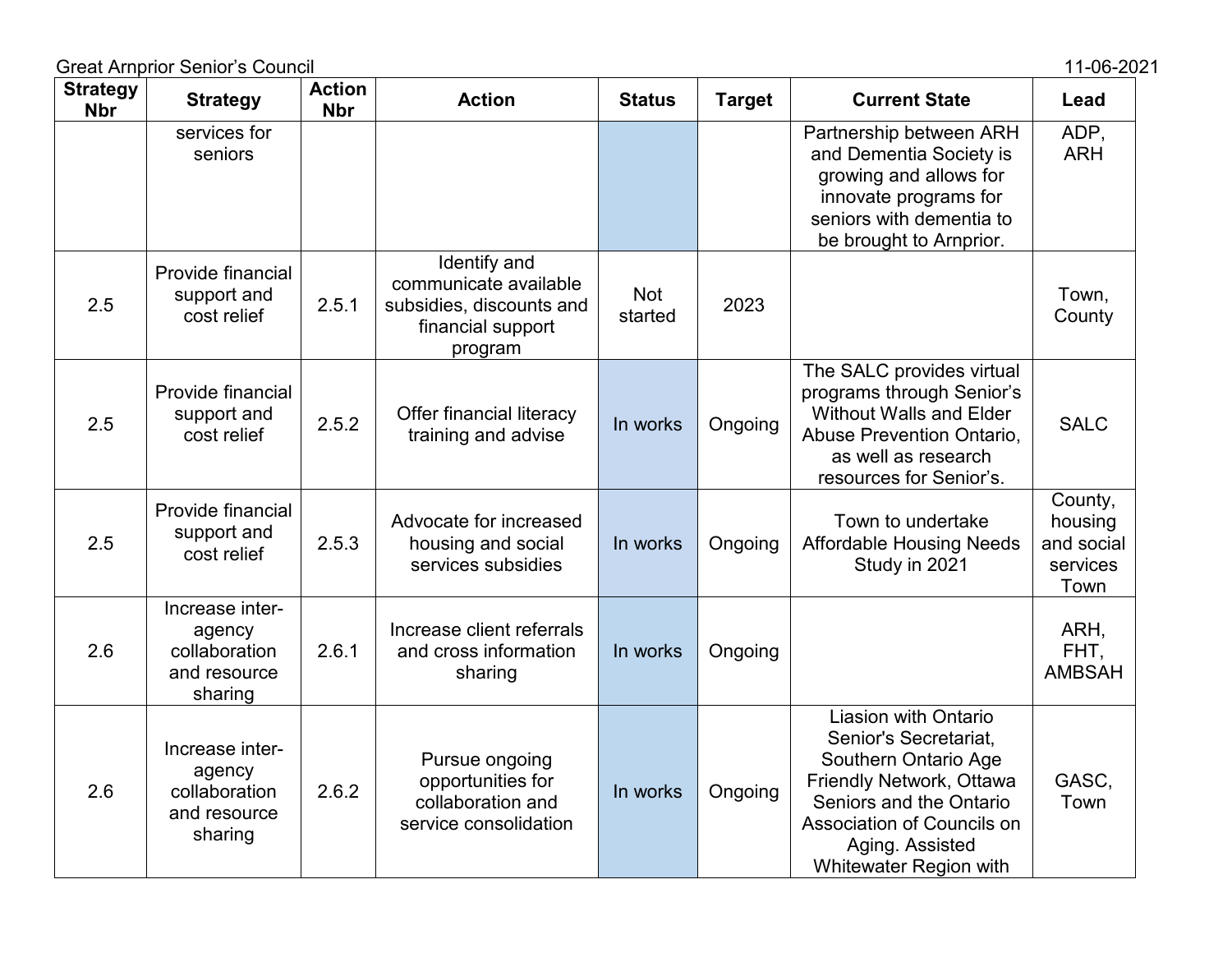| Strategy Nbr | Strategy | Action Nbr | Action | Status | Target | Current State | Lead |
|---|---|---|---|---|---|---|---|
| | services for seniors | | | | | Partnership between ARH and Dementia Society is growing and allows for innovate programs for seniors with dementia to be brought to Arnprior. | ADP, ARH |
| 2.5 | Provide financial support and cost relief | 2.5.1 | Identify and communicate available subsidies, discounts and financial support program | Not started | 2023 | | Town, County |
| 2.5 | Provide financial support and cost relief | 2.5.2 | Offer financial literacy training and advise | In works | Ongoing | The SALC provides virtual programs through Senior's Without Walls and Elder Abuse Prevention Ontario, as well as research resources for Senior's. | SALC |
| 2.5 | Provide financial support and cost relief | 2.5.3 | Advocate for increased housing and social services subsidies | In works | Ongoing | Town to undertake Affordable Housing Needs Study in 2021 | County, housing and social services Town |
| 2.6 | Increase inter-agency collaboration and resource sharing | 2.6.1 | Increase client referrals and cross information sharing | In works | Ongoing | | ARH, FHT, AMBSAH |
| 2.6 | Increase inter-agency collaboration and resource sharing | 2.6.2 | Pursue ongoing opportunities for collaboration and service consolidation | In works | Ongoing | Liasion with Ontario Senior's Secretariat, Southern Ontario Age Friendly Network, Ottawa Seniors and the Ontario Association of Councils on Aging. Assisted Whitewater Region with | GASC, Town |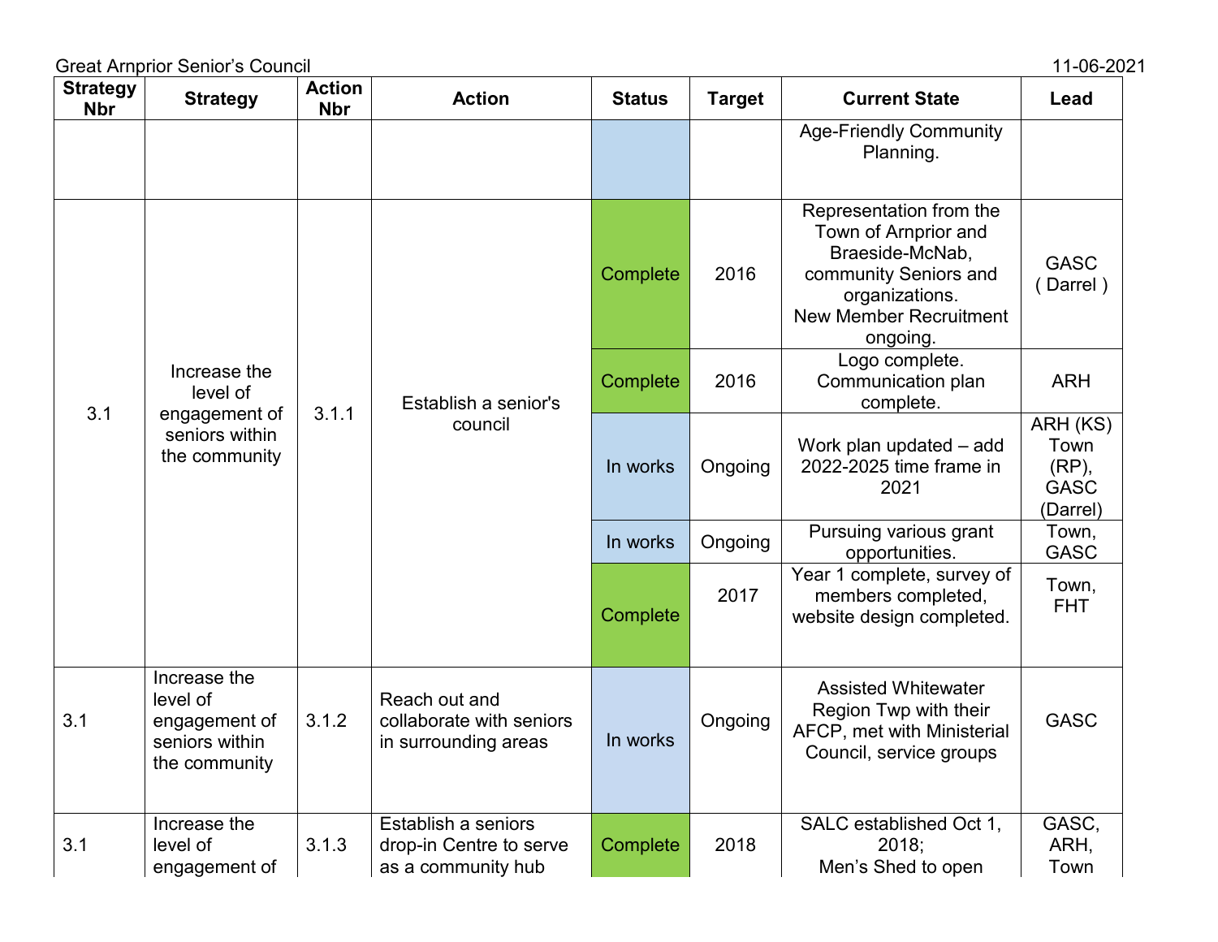| Strategy Nbr | Strategy | Action Nbr | Action | Status | Target | Current State | Lead |
|---|---|---|---|---|---|---|---|
| | | | | | | Age-Friendly Community Planning. | |
| 3.1 | Increase the level of engagement of seniors within the community | 3.1.1 | Establish a senior's council | Complete | 2016 | Representation from the Town of Arnprior and Braeside-McNab, community Seniors and organizations. New Member Recruitment ongoing. | GASC ( Darrel ) |
| | | | | Complete | 2016 | Logo complete. Communication plan complete. | ARH |
| | | | | In works | Ongoing | Work plan updated – add 2022-2025 time frame in 2021 | ARH (KS) Town (RP), GASC (Darrel) |
| | | | | In works | Ongoing | Pursuing various grant opportunities. | Town, GASC |
| | | | | Complete | 2017 | Year 1 complete, survey of members completed, website design completed. | Town, FHT |
| 3.1 | Increase the level of engagement of seniors within the community | 3.1.2 | Reach out and collaborate with seniors in surrounding areas | In works | Ongoing | Assisted Whitewater Region Twp with their AFCP, met with Ministerial Council, service groups | GASC |
| 3.1 | Increase the level of engagement of | 3.1.3 | Establish a seniors drop-in Centre to serve as a community hub | Complete | 2018 | SALC established Oct 1, 2018; Men's Shed to open | GASC, ARH, Town |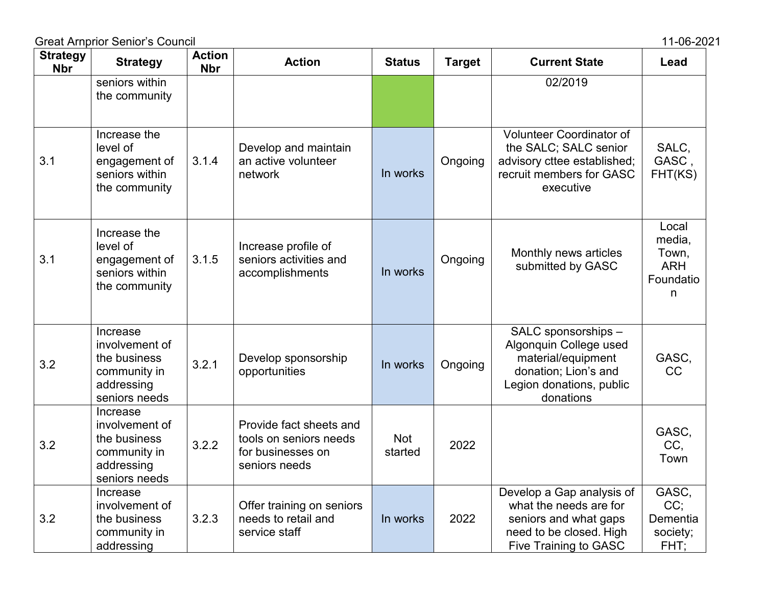| Strategy Nbr | Strategy | Action Nbr | Action | Status | Target | Current State | Lead |
|---|---|---|---|---|---|---|---|
| | seniors within the community | | | | | 02/2019 | |
| 3.1 | Increase the level of engagement of seniors within the community | 3.1.4 | Develop and maintain an active volunteer network | In works | Ongoing | Volunteer Coordinator of the SALC; SALC senior advisory cttee established; recruit members for GASC executive | SALC, GASC , FHT(KS) |
| 3.1 | Increase the level of engagement of seniors within the community | 3.1.5 | Increase profile of seniors activities and accomplishments | In works | Ongoing | Monthly news articles submitted by GASC | Local media, Town, ARH Foundation |
| 3.2 | Increase involvement of the business community in addressing seniors needs | 3.2.1 | Develop sponsorship opportunities | In works | Ongoing | SALC sponsorships – Algonquin College used material/equipment donation; Lion's and Legion donations, public donations | GASC, CC |
| 3.2 | Increase involvement of the business community in addressing seniors needs | 3.2.2 | Provide fact sheets and tools on seniors needs for businesses on seniors needs | Not started | 2022 | | GASC, CC, Town |
| 3.2 | Increase involvement of the business community in addressing | 3.2.3 | Offer training on seniors needs to retail and service staff | In works | 2022 | Develop a Gap analysis of what the needs are for seniors and what gaps need to be closed. High Five Training to GASC | GASC, CC; Dementia society; FHT; |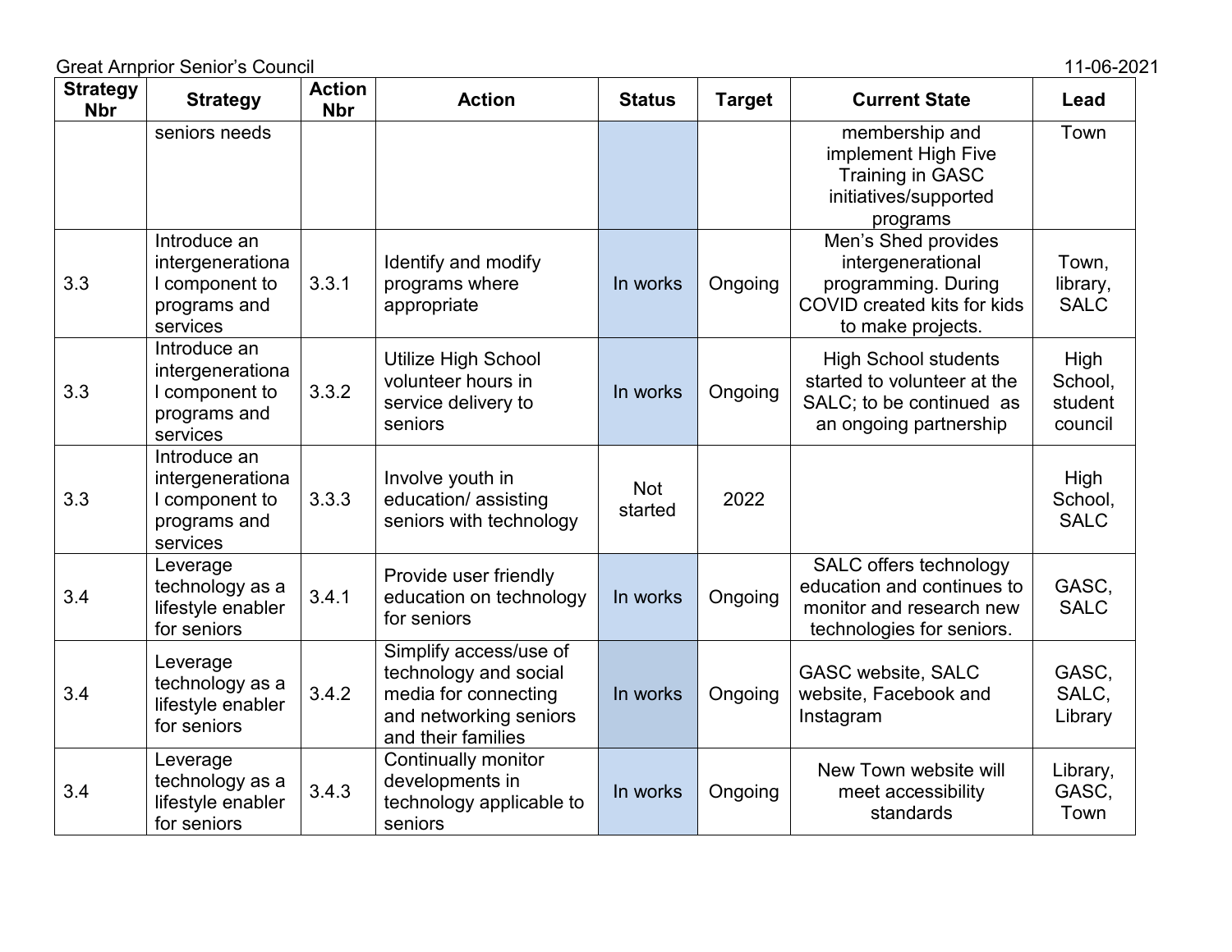| Strategy Nbr | Strategy | Action Nbr | Action | Status | Target | Current State | Lead |
|---|---|---|---|---|---|---|---|
| | seniors needs | | | | | membership and implement High Five Training in GASC initiatives/supported programs | Town |
| 3.3 | Introduce an intergenerational component to programs and services | 3.3.1 | Identify and modify programs where appropriate | In works | Ongoing | Men's Shed provides intergenerational programming. During COVID created kits for kids to make projects. | Town, library, SALC |
| 3.3 | Introduce an intergenerational component to programs and services | 3.3.2 | Utilize High School volunteer hours in service delivery to seniors | In works | Ongoing | High School students started to volunteer at the SALC; to be continued as an ongoing partnership | High School, student council |
| 3.3 | Introduce an intergenerational component to programs and services | 3.3.3 | Involve youth in education/ assisting seniors with technology | Not started | 2022 | | High School, SALC |
| 3.4 | Leverage technology as a lifestyle enabler for seniors | 3.4.1 | Provide user friendly education on technology for seniors | In works | Ongoing | SALC offers technology education and continues to monitor and research new technologies for seniors. | GASC, SALC |
| 3.4 | Leverage technology as a lifestyle enabler for seniors | 3.4.2 | Simplify access/use of technology and social media for connecting and networking seniors and their families | In works | Ongoing | GASC website, SALC website, Facebook and Instagram | GASC, SALC, Library |
| 3.4 | Leverage technology as a lifestyle enabler for seniors | 3.4.3 | Continually monitor developments in technology applicable to seniors | In works | Ongoing | New Town website will meet accessibility standards | Library, GASC, Town |